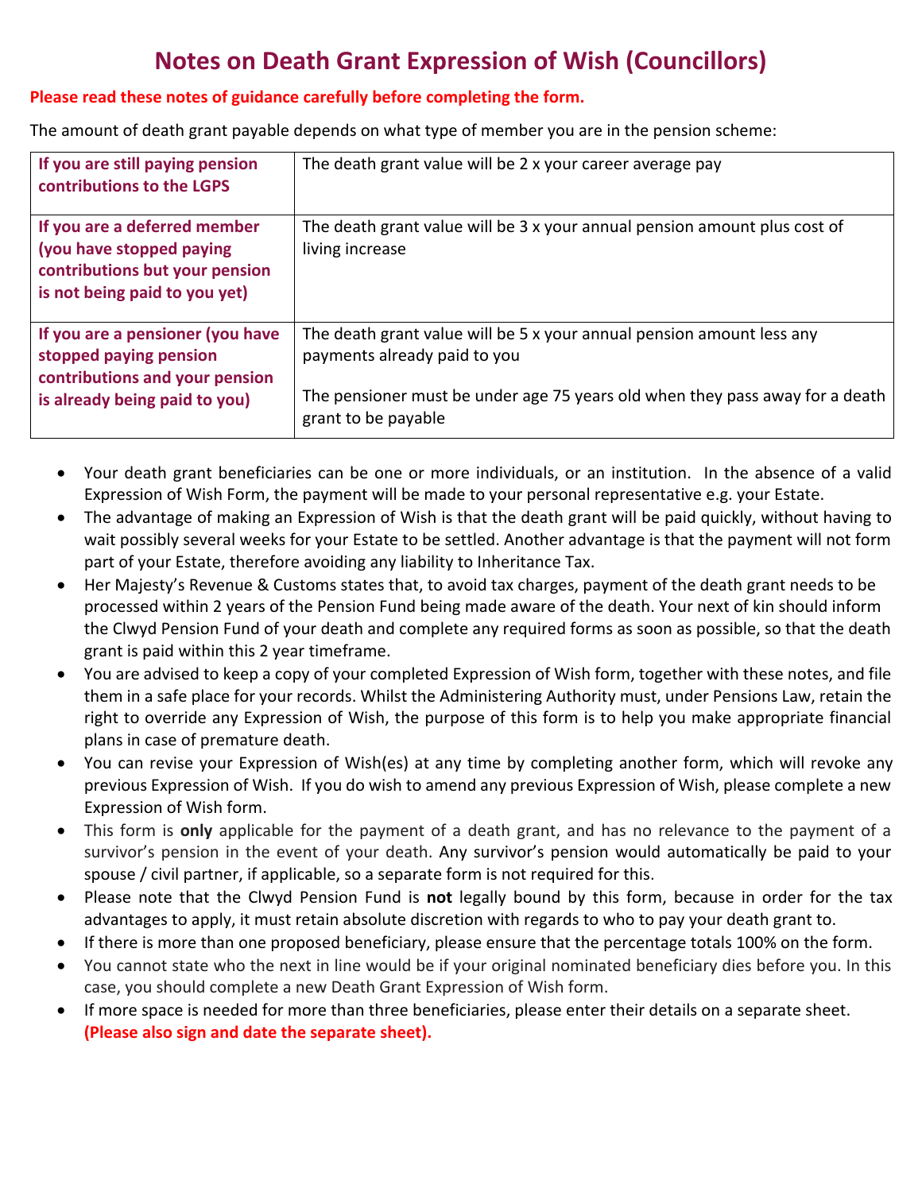# Notes on Death Grant Expression of Wish (Councillors)

**Please read these notes of guidance carefully before completing the form.**

The amount of death grant payable depends on what type of member you are in the pension scheme:

| | |
|---|---|
| **If you are still paying pension contributions to the LGPS** | The death grant value will be 2 x your career average pay |
| **If you are a deferred member (you have stopped paying contributions but your pension is not being paid to you yet)** | The death grant value will be 3 x your annual pension amount plus cost of living increase |
| **If you are a pensioner (you have stopped paying pension contributions and your pension is already being paid to you)** | The death grant value will be 5 x your annual pension amount less any payments already paid to you<br><br>The pensioner must be under age 75 years old when they pass away for a death grant to be payable |

- Your death grant beneficiaries can be one or more individuals, or an institution. In the absence of a valid Expression of Wish Form, the payment will be made to your personal representative e.g. your Estate.
- The advantage of making an Expression of Wish is that the death grant will be paid quickly, without having to wait possibly several weeks for your Estate to be settled. Another advantage is that the payment will not form part of your Estate, therefore avoiding any liability to Inheritance Tax.
- Her Majesty's Revenue & Customs states that, to avoid tax charges, payment of the death grant needs to be processed within 2 years of the Pension Fund being made aware of the death. Your next of kin should inform the Clwyd Pension Fund of your death and complete any required forms as soon as possible, so that the death grant is paid within this 2 year timeframe.
- You are advised to keep a copy of your completed Expression of Wish form, together with these notes, and file them in a safe place for your records. Whilst the Administering Authority must, under Pensions Law, retain the right to override any Expression of Wish, the purpose of this form is to help you make appropriate financial plans in case of premature death.
- You can revise your Expression of Wish(es) at any time by completing another form, which will revoke any previous Expression of Wish. If you do wish to amend any previous Expression of Wish, please complete a new Expression of Wish form.
- This form is **only** applicable for the payment of a death grant, and has no relevance to the payment of a survivor's pension in the event of your death. Any survivor's pension would automatically be paid to your spouse / civil partner, if applicable, so a separate form is not required for this.
- Please note that the Clwyd Pension Fund is **not** legally bound by this form, because in order for the tax advantages to apply, it must retain absolute discretion with regards to who to pay your death grant to.
- If there is more than one proposed beneficiary, please ensure that the percentage totals 100% on the form.
- You cannot state who the next in line would be if your original nominated beneficiary dies before you. In this case, you should complete a new Death Grant Expression of Wish form.
- If more space is needed for more than three beneficiaries, please enter their details on a separate sheet. **(Please also sign and date the separate sheet).**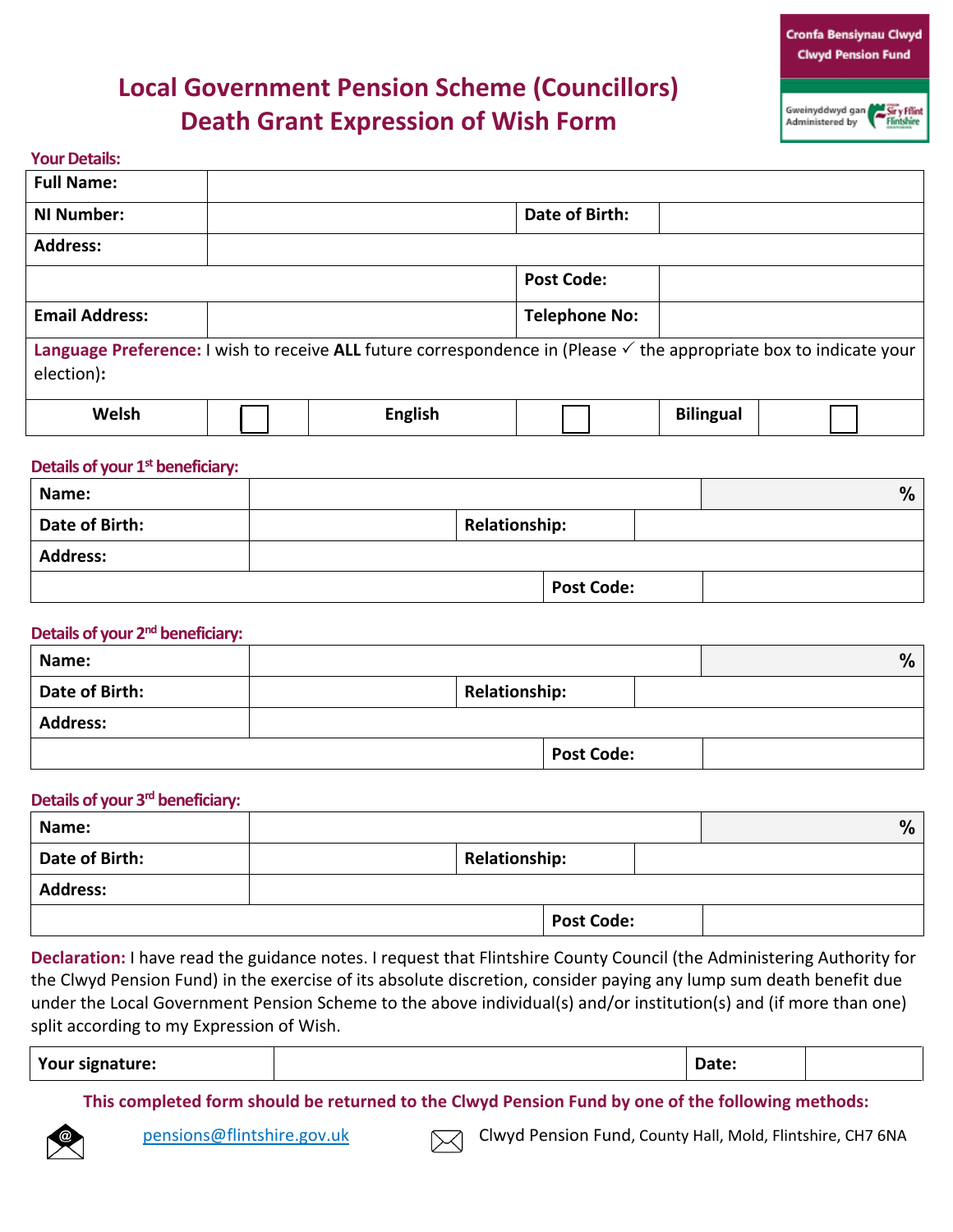Cronfa Bensiynau Clwyd
Clwyd Pension Fund

Gweinyddwyd gan / Administered by Sir y Fflint / Flintshire

# Local Government Pension Scheme (Councillors)
# Death Grant Expression of Wish Form

**Your Details:**

| | | | |
|---|---|---|---|
| **Full Name:** | | | |
| **NI Number:** | | **Date of Birth:** | |
| **Address:** | | | |
| | | **Post Code:** | |
| **Email Address:** | | **Telephone No:** | |

**Language Preference:** I wish to receive **ALL** future correspondence in (Please ✓ the appropriate box to indicate your election)**:**

| | | | | | |
|---|---|---|---|---|---|
| **Welsh** | ☐ | **English** | ☐ | **Bilingual** | ☐ |

**Details of your 1st beneficiary:**

| | | | |
|---|---|---|---|
| **Name:** | | | **%** |
| **Date of Birth:** | | **Relationship:** | |
| **Address:** | | | |
| | | **Post Code:** | |

**Details of your 2nd beneficiary:**

| | | | |
|---|---|---|---|
| **Name:** | | | **%** |
| **Date of Birth:** | | **Relationship:** | |
| **Address:** | | | |
| | | **Post Code:** | |

**Details of your 3rd beneficiary:**

| | | | |
|---|---|---|---|
| **Name:** | | | **%** |
| **Date of Birth:** | | **Relationship:** | |
| **Address:** | | | |
| | | **Post Code:** | |

**Declaration:** I have read the guidance notes. I request that Flintshire County Council (the Administering Authority for the Clwyd Pension Fund) in the exercise of its absolute discretion, consider paying any lump sum death benefit due under the Local Government Pension Scheme to the above individual(s) and/or institution(s) and (if more than one) split according to my Expression of Wish.

| | | | |
|---|---|---|---|
| **Your signature:** | | **Date:** | |

**This completed form should be returned to the Clwyd Pension Fund by one of the following methods:**

pensions@flintshire.gov.uk

Clwyd Pension Fund, County Hall, Mold, Flintshire, CH7 6NA